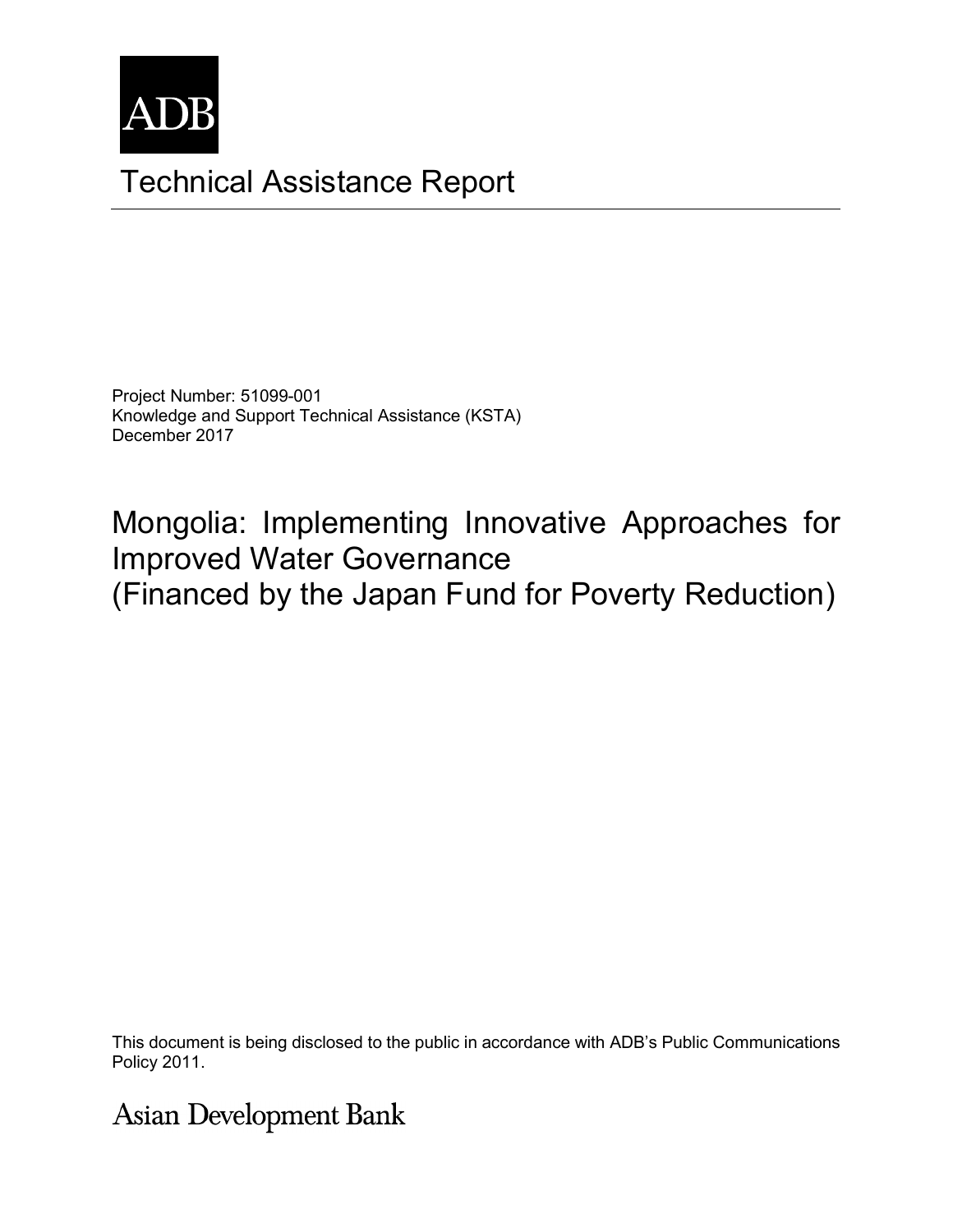ADB

# Technical Assistance Report

Project Number: 51099-001
Knowledge and Support Technical Assistance (KSTA)
December 2017

## Mongolia: Implementing Innovative Approaches for Improved Water Governance (Financed by the Japan Fund for Poverty Reduction)

This document is being disclosed to the public in accordance with ADB's Public Communications Policy 2011.

Asian Development Bank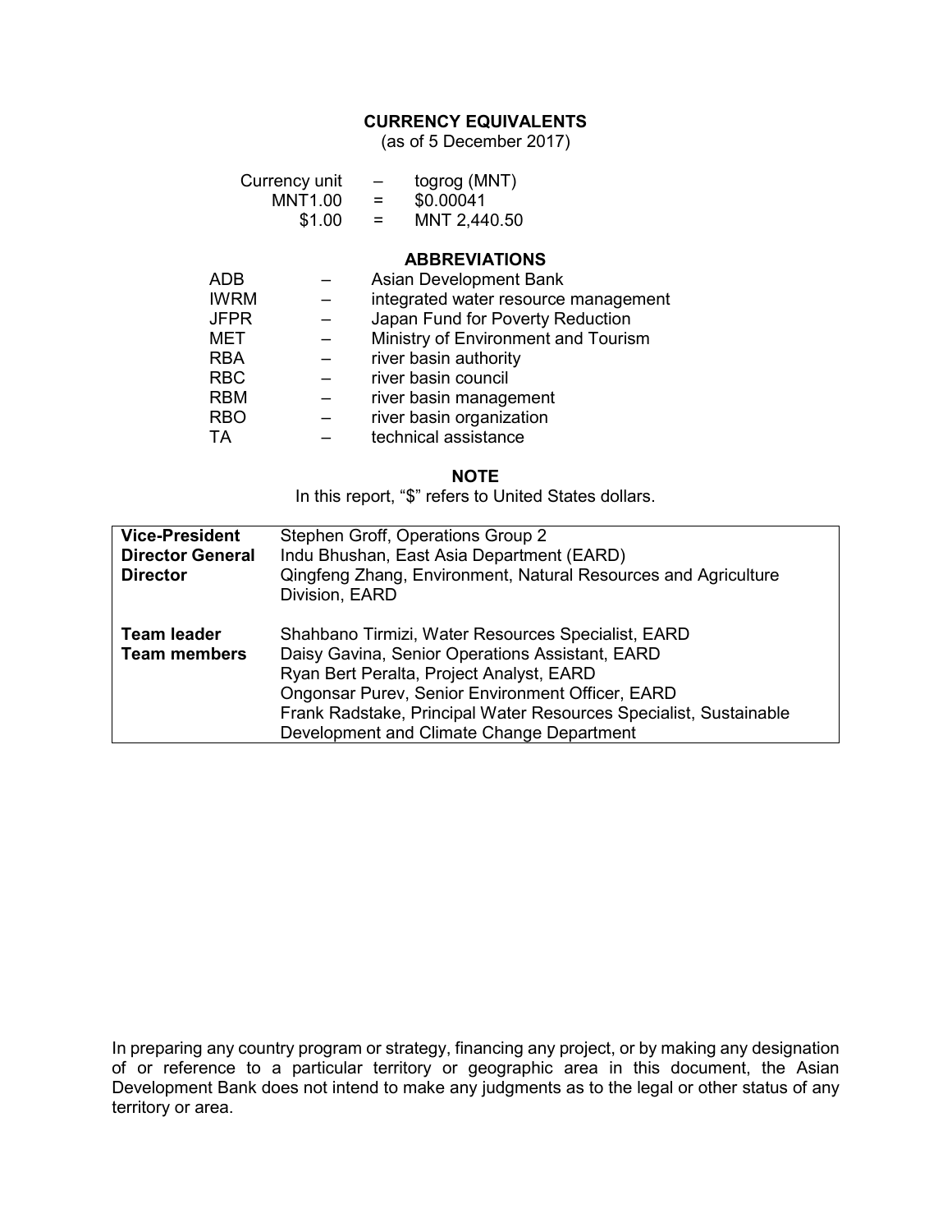## CURRENCY EQUIVALENTS

(as of 5 December 2017)

| | | |
|---|---|---|
| Currency unit | – | togrog (MNT) |
| MNT1.00 | = | $0.00041 |
| $1.00 | = | MNT 2,440.50 |

## ABBREVIATIONS

| | | |
|---|---|---|
| ADB | – | Asian Development Bank |
| IWRM | – | integrated water resource management |
| JFPR | – | Japan Fund for Poverty Reduction |
| MET | – | Ministry of Environment and Tourism |
| RBA | – | river basin authority |
| RBC | – | river basin council |
| RBM | – | river basin management |
| RBO | – | river basin organization |
| TA | – | technical assistance |

## NOTE

In this report, "$" refers to United States dollars.

| | |
|---|---|
| **Vice-President** | Stephen Groff, Operations Group 2 |
| **Director General** | Indu Bhushan, East Asia Department (EARD) |
| **Director** | Qingfeng Zhang, Environment, Natural Resources and Agriculture Division, EARD |
| **Team leader** | Shahbano Tirmizi, Water Resources Specialist, EARD |
| **Team members** | Daisy Gavina, Senior Operations Assistant, EARD<br>Ryan Bert Peralta, Project Analyst, EARD<br>Ongonsar Purev, Senior Environment Officer, EARD<br>Frank Radstake, Principal Water Resources Specialist, Sustainable Development and Climate Change Department |

In preparing any country program or strategy, financing any project, or by making any designation of or reference to a particular territory or geographic area in this document, the Asian Development Bank does not intend to make any judgments as to the legal or other status of any territory or area.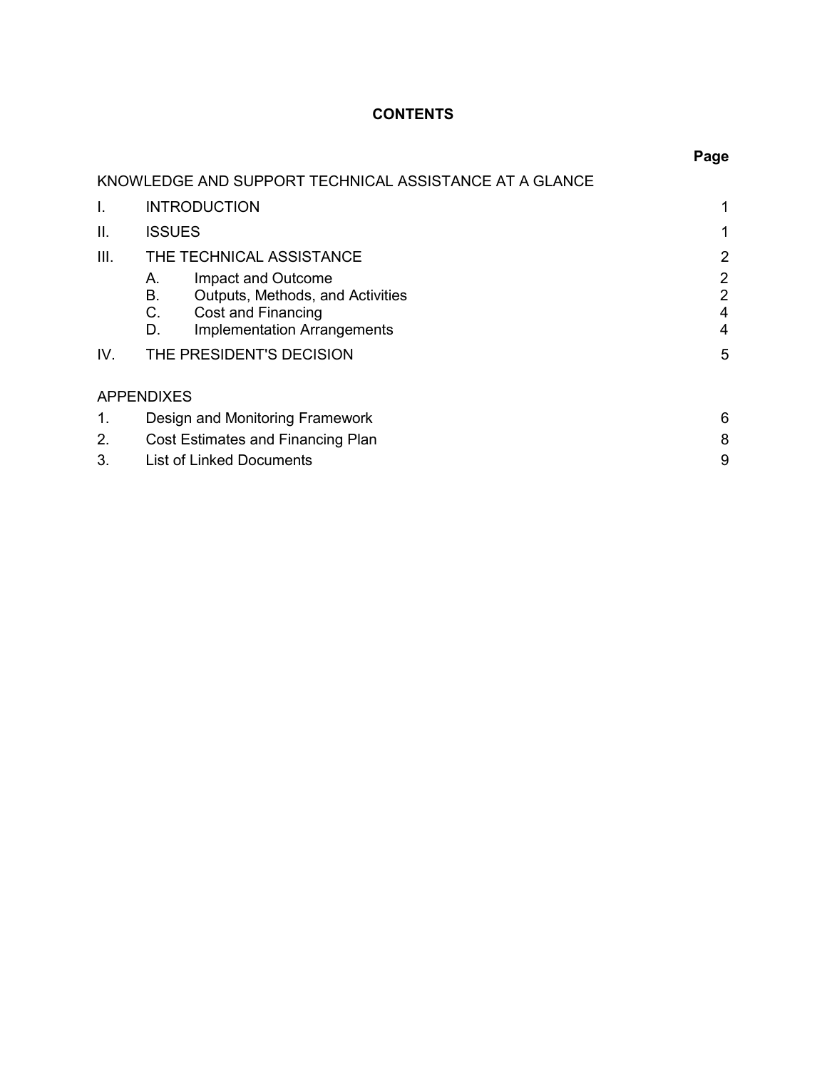# CONTENTS

| | | Page |
|---|---|---|
| KNOWLEDGE AND SUPPORT TECHNICAL ASSISTANCE AT A GLANCE | | |
| I. | INTRODUCTION | 1 |
| II. | ISSUES | 1 |
| III. | THE TECHNICAL ASSISTANCE | 2 |
| | A. Impact and Outcome | 2 |
| | B. Outputs, Methods, and Activities | 2 |
| | C. Cost and Financing | 4 |
| | D. Implementation Arrangements | 4 |
| IV. | THE PRESIDENT'S DECISION | 5 |
| APPENDIXES | | |
| 1. | Design and Monitoring Framework | 6 |
| 2. | Cost Estimates and Financing Plan | 8 |
| 3. | List of Linked Documents | 9 |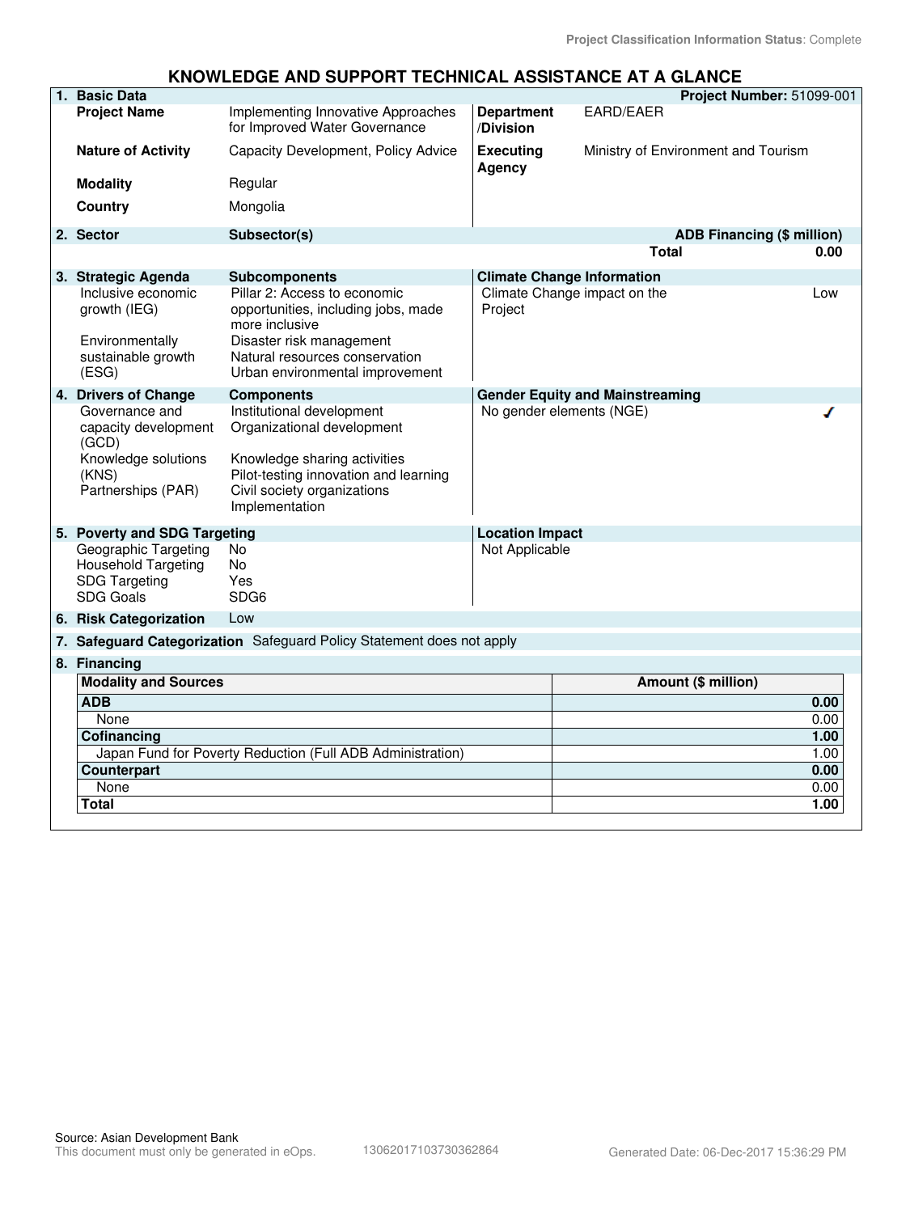Project Classification Information Status: Complete

# KNOWLEDGE AND SUPPORT TECHNICAL ASSISTANCE AT A GLANCE

| 1. Basic Data | | | Project Number: 51099-001 |
|---|---|---|---|
| Project Name | Implementing Innovative Approaches for Improved Water Governance | Department /Division | EARD/EAER |
| Nature of Activity | Capacity Development, Policy Advice | Executing Agency | Ministry of Environment and Tourism |
| Modality | Regular | | |
| Country | Mongolia | | |

| 2. Sector | Subsector(s) | ADB Financing ($ million) |
|---|---|---|
| | Total | 0.00 |

| 3. Strategic Agenda | Subcomponents | Climate Change Information | |
|---|---|---|---|
| Inclusive economic growth (IEG) | Pillar 2: Access to economic opportunities, including jobs, made more inclusive | Climate Change impact on the Project | Low |
| Environmentally sustainable growth (ESG) | Disaster risk management<br>Natural resources conservation<br>Urban environmental improvement | | |

| 4. Drivers of Change | Components | Gender Equity and Mainstreaming | |
|---|---|---|---|
| Governance and capacity development (GCD) | Institutional development<br>Organizational development | No gender elements (NGE) | ✓ |
| Knowledge solutions (KNS) | Knowledge sharing activities<br>Pilot-testing innovation and learning | | |
| Partnerships (PAR) | Civil society organizations<br>Implementation | | |

| 5. Poverty and SDG Targeting | | Location Impact |
|---|---|---|
| Geographic Targeting | No | Not Applicable |
| Household Targeting | No | |
| SDG Targeting | Yes | |
| SDG Goals | SDG6 | |

**6. Risk Categorization** Low

**7. Safeguard Categorization** Safeguard Policy Statement does not apply

**8. Financing**

| Modality and Sources | Amount ($ million) |
|---|---|
| **ADB** | **0.00** |
| None | 0.00 |
| **Cofinancing** | **1.00** |
| Japan Fund for Poverty Reduction (Full ADB Administration) | 1.00 |
| **Counterpart** | **0.00** |
| None | 0.00 |
| **Total** | **1.00** |

Source: Asian Development Bank
This document must only be generated in eOps. 13062017103730362864 Generated Date: 06-Dec-2017 15:36:29 PM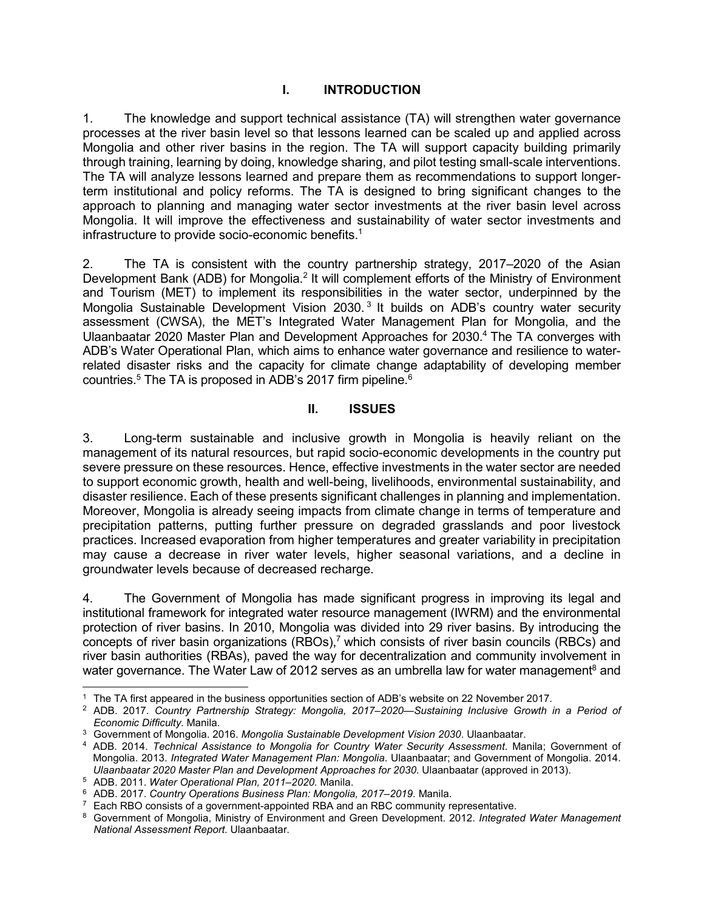## I. INTRODUCTION

1. The knowledge and support technical assistance (TA) will strengthen water governance processes at the river basin level so that lessons learned can be scaled up and applied across Mongolia and other river basins in the region. The TA will support capacity building primarily through training, learning by doing, knowledge sharing, and pilot testing small-scale interventions. The TA will analyze lessons learned and prepare them as recommendations to support longer-term institutional and policy reforms. The TA is designed to bring significant changes to the approach to planning and managing water sector investments at the river basin level across Mongolia. It will improve the effectiveness and sustainability of water sector investments and infrastructure to provide socio-economic benefits.[1]

2. The TA is consistent with the country partnership strategy, 2017–2020 of the Asian Development Bank (ADB) for Mongolia.[2] It will complement efforts of the Ministry of Environment and Tourism (MET) to implement its responsibilities in the water sector, underpinned by the Mongolia Sustainable Development Vision 2030.[3] It builds on ADB's country water security assessment (CWSA), the MET's Integrated Water Management Plan for Mongolia, and the Ulaanbaatar 2020 Master Plan and Development Approaches for 2030.[4] The TA converges with ADB's Water Operational Plan, which aims to enhance water governance and resilience to water-related disaster risks and the capacity for climate change adaptability of developing member countries.[5] The TA is proposed in ADB's 2017 firm pipeline.[6]

## II. ISSUES

3. Long-term sustainable and inclusive growth in Mongolia is heavily reliant on the management of its natural resources, but rapid socio-economic developments in the country put severe pressure on these resources. Hence, effective investments in the water sector are needed to support economic growth, health and well-being, livelihoods, environmental sustainability, and disaster resilience. Each of these presents significant challenges in planning and implementation. Moreover, Mongolia is already seeing impacts from climate change in terms of temperature and precipitation patterns, putting further pressure on degraded grasslands and poor livestock practices. Increased evaporation from higher temperatures and greater variability in precipitation may cause a decrease in river water levels, higher seasonal variations, and a decline in groundwater levels because of decreased recharge.

4. The Government of Mongolia has made significant progress in improving its legal and institutional framework for integrated water resource management (IWRM) and the environmental protection of river basins. In 2010, Mongolia was divided into 29 river basins. By introducing the concepts of river basin organizations (RBOs),[7] which consists of river basin councils (RBCs) and river basin authorities (RBAs), paved the way for decentralization and community involvement in water governance. The Water Law of 2012 serves as an umbrella law for water management[8] and

---

[1] The TA first appeared in the business opportunities section of ADB's website on 22 November 2017.

[2] ADB. 2017. *Country Partnership Strategy: Mongolia, 2017–2020—Sustaining Inclusive Growth in a Period of Economic Difficulty*. Manila.

[3] Government of Mongolia. 2016. *Mongolia Sustainable Development Vision 2030*. Ulaanbaatar.

[4] ADB. 2014. *Technical Assistance to Mongolia for Country Water Security Assessment*. Manila; Government of Mongolia. 2013. *Integrated Water Management Plan: Mongolia*. Ulaanbaatar; and Government of Mongolia. 2014. *Ulaanbaatar 2020 Master Plan and Development Approaches for 2030*. Ulaanbaatar (approved in 2013).

[5] ADB. 2011. *Water Operational Plan, 2011–2020.* Manila.

[6] ADB. 2017. *Country Operations Business Plan: Mongolia, 2017–2019*. Manila.

[7] Each RBO consists of a government-appointed RBA and an RBC community representative.

[8] Government of Mongolia, Ministry of Environment and Green Development. 2012. *Integrated Water Management National Assessment Report*. Ulaanbaatar.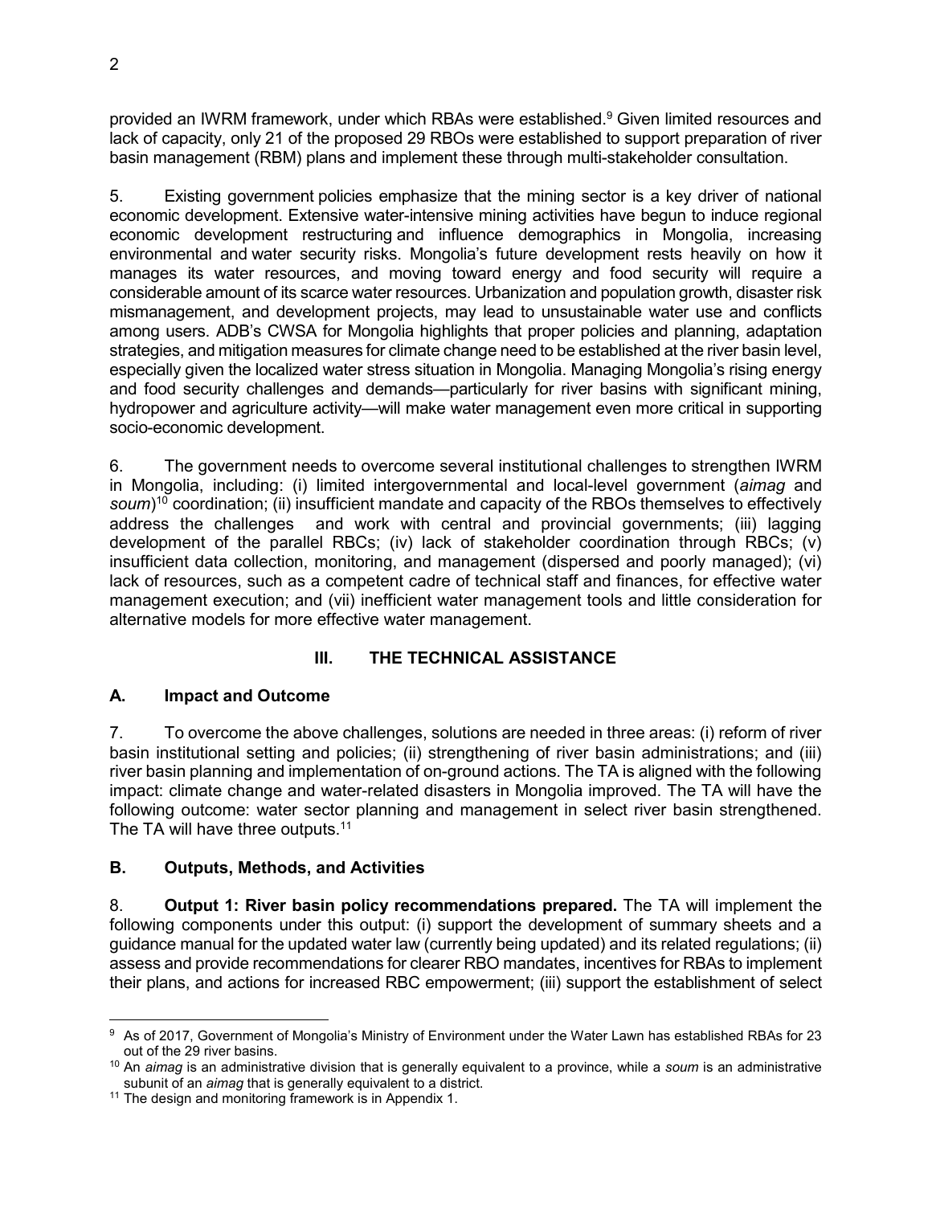provided an IWRM framework, under which RBAs were established.[9] Given limited resources and lack of capacity, only 21 of the proposed 29 RBOs were established to support preparation of river basin management (RBM) plans and implement these through multi-stakeholder consultation.

5. Existing government policies emphasize that the mining sector is a key driver of national economic development. Extensive water-intensive mining activities have begun to induce regional economic development restructuring and influence demographics in Mongolia, increasing environmental and water security risks. Mongolia's future development rests heavily on how it manages its water resources, and moving toward energy and food security will require a considerable amount of its scarce water resources. Urbanization and population growth, disaster risk mismanagement, and development projects, may lead to unsustainable water use and conflicts among users. ADB's CWSA for Mongolia highlights that proper policies and planning, adaptation strategies, and mitigation measures for climate change need to be established at the river basin level, especially given the localized water stress situation in Mongolia. Managing Mongolia's rising energy and food security challenges and demands—particularly for river basins with significant mining, hydropower and agriculture activity—will make water management even more critical in supporting socio-economic development.

6. The government needs to overcome several institutional challenges to strengthen IWRM in Mongolia, including: (i) limited intergovernmental and local-level government (*aimag* and *soum*)[10] coordination; (ii) insufficient mandate and capacity of the RBOs themselves to effectively address the challenges and work with central and provincial governments; (iii) lagging development of the parallel RBCs; (iv) lack of stakeholder coordination through RBCs; (v) insufficient data collection, monitoring, and management (dispersed and poorly managed); (vi) lack of resources, such as a competent cadre of technical staff and finances, for effective water management execution; and (vii) inefficient water management tools and little consideration for alternative models for more effective water management.

## III. THE TECHNICAL ASSISTANCE

### A. Impact and Outcome

7. To overcome the above challenges, solutions are needed in three areas: (i) reform of river basin institutional setting and policies; (ii) strengthening of river basin administrations; and (iii) river basin planning and implementation of on-ground actions. The TA is aligned with the following impact: climate change and water-related disasters in Mongolia improved. The TA will have the following outcome: water sector planning and management in select river basin strengthened. The TA will have three outputs.[11]

### B. Outputs, Methods, and Activities

8. **Output 1: River basin policy recommendations prepared.** The TA will implement the following components under this output: (i) support the development of summary sheets and a guidance manual for the updated water law (currently being updated) and its related regulations; (ii) assess and provide recommendations for clearer RBO mandates, incentives for RBAs to implement their plans, and actions for increased RBC empowerment; (iii) support the establishment of select

---

[9] As of 2017, Government of Mongolia's Ministry of Environment under the Water Lawn has established RBAs for 23 out of the 29 river basins.

[10] An *aimag* is an administrative division that is generally equivalent to a province, while a *soum* is an administrative subunit of an *aimag* that is generally equivalent to a district.

[11] The design and monitoring framework is in Appendix 1.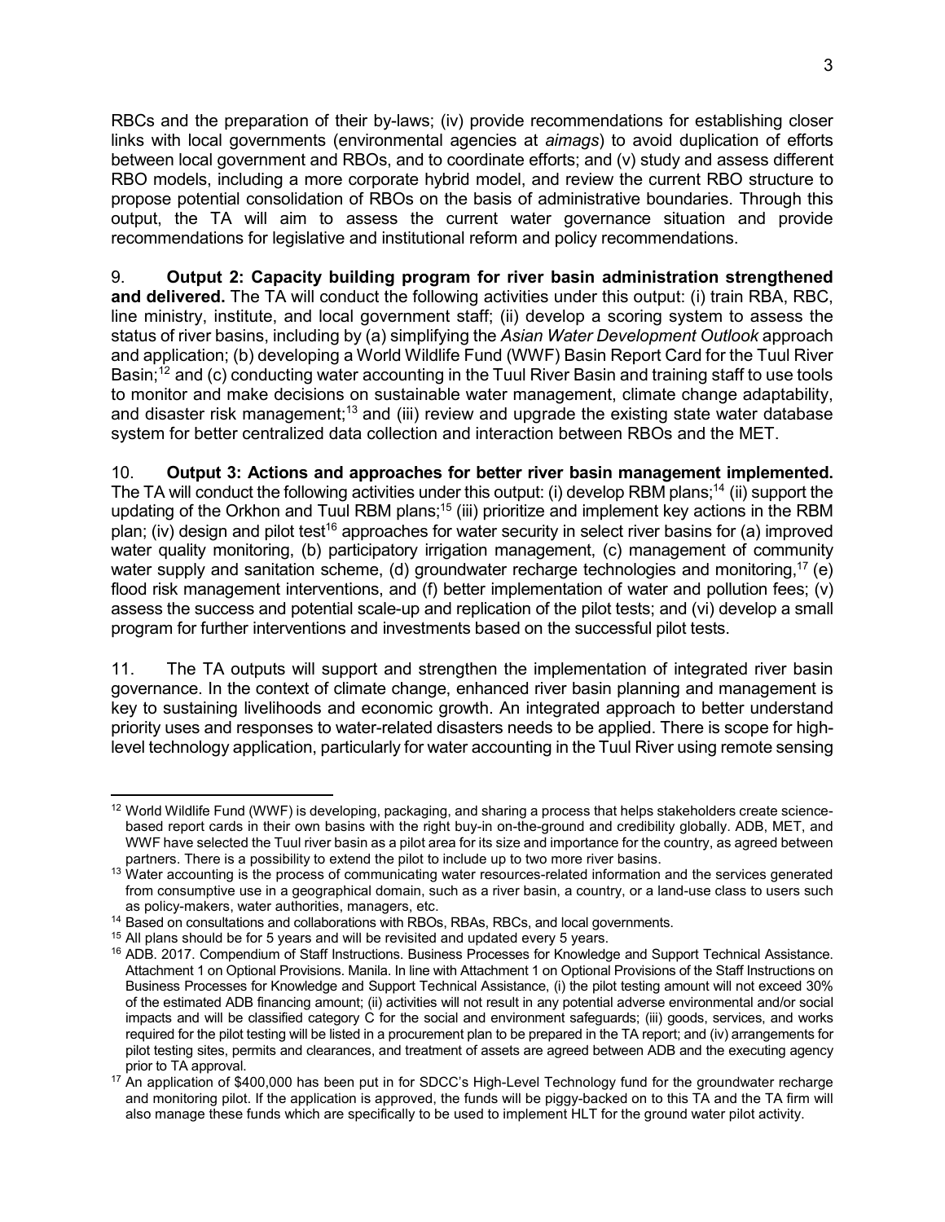RBCs and the preparation of their by-laws; (iv) provide recommendations for establishing closer links with local governments (environmental agencies at *aimags*) to avoid duplication of efforts between local government and RBOs, and to coordinate efforts; and (v) study and assess different RBO models, including a more corporate hybrid model, and review the current RBO structure to propose potential consolidation of RBOs on the basis of administrative boundaries. Through this output, the TA will aim to assess the current water governance situation and provide recommendations for legislative and institutional reform and policy recommendations.

9. **Output 2: Capacity building program for river basin administration strengthened and delivered.** The TA will conduct the following activities under this output: (i) train RBA, RBC, line ministry, institute, and local government staff; (ii) develop a scoring system to assess the status of river basins, including by (a) simplifying the *Asian Water Development Outlook* approach and application; (b) developing a World Wildlife Fund (WWF) Basin Report Card for the Tuul River Basin;[12] and (c) conducting water accounting in the Tuul River Basin and training staff to use tools to monitor and make decisions on sustainable water management, climate change adaptability, and disaster risk management;[13] and (iii) review and upgrade the existing state water database system for better centralized data collection and interaction between RBOs and the MET.

10. **Output 3: Actions and approaches for better river basin management implemented.** The TA will conduct the following activities under this output: (i) develop RBM plans;[14] (ii) support the updating of the Orkhon and Tuul RBM plans;[15] (iii) prioritize and implement key actions in the RBM plan; (iv) design and pilot test[16] approaches for water security in select river basins for (a) improved water quality monitoring, (b) participatory irrigation management, (c) management of community water supply and sanitation scheme, (d) groundwater recharge technologies and monitoring,[17] (e) flood risk management interventions, and (f) better implementation of water and pollution fees; (v) assess the success and potential scale-up and replication of the pilot tests; and (vi) develop a small program for further interventions and investments based on the successful pilot tests.

11. The TA outputs will support and strengthen the implementation of integrated river basin governance. In the context of climate change, enhanced river basin planning and management is key to sustaining livelihoods and economic growth. An integrated approach to better understand priority uses and responses to water-related disasters needs to be applied. There is scope for high-level technology application, particularly for water accounting in the Tuul River using remote sensing

---

[12] World Wildlife Fund (WWF) is developing, packaging, and sharing a process that helps stakeholders create science-based report cards in their own basins with the right buy-in on-the-ground and credibility globally. ADB, MET, and WWF have selected the Tuul river basin as a pilot area for its size and importance for the country, as agreed between partners. There is a possibility to extend the pilot to include up to two more river basins.

[13] Water accounting is the process of communicating water resources-related information and the services generated from consumptive use in a geographical domain, such as a river basin, a country, or a land-use class to users such as policy-makers, water authorities, managers, etc.

[14] Based on consultations and collaborations with RBOs, RBAs, RBCs, and local governments.

[15] All plans should be for 5 years and will be revisited and updated every 5 years.

[16] ADB. 2017. Compendium of Staff Instructions. Business Processes for Knowledge and Support Technical Assistance. Attachment 1 on Optional Provisions. Manila. In line with Attachment 1 on Optional Provisions of the Staff Instructions on Business Processes for Knowledge and Support Technical Assistance, (i) the pilot testing amount will not exceed 30% of the estimated ADB financing amount; (ii) activities will not result in any potential adverse environmental and/or social impacts and will be classified category C for the social and environment safeguards; (iii) goods, services, and works required for the pilot testing will be listed in a procurement plan to be prepared in the TA report; and (iv) arrangements for pilot testing sites, permits and clearances, and treatment of assets are agreed between ADB and the executing agency prior to TA approval.

[17] An application of $400,000 has been put in for SDCC's High-Level Technology fund for the groundwater recharge and monitoring pilot. If the application is approved, the funds will be piggy-backed on to this TA and the TA firm will also manage these funds which are specifically to be used to implement HLT for the ground water pilot activity.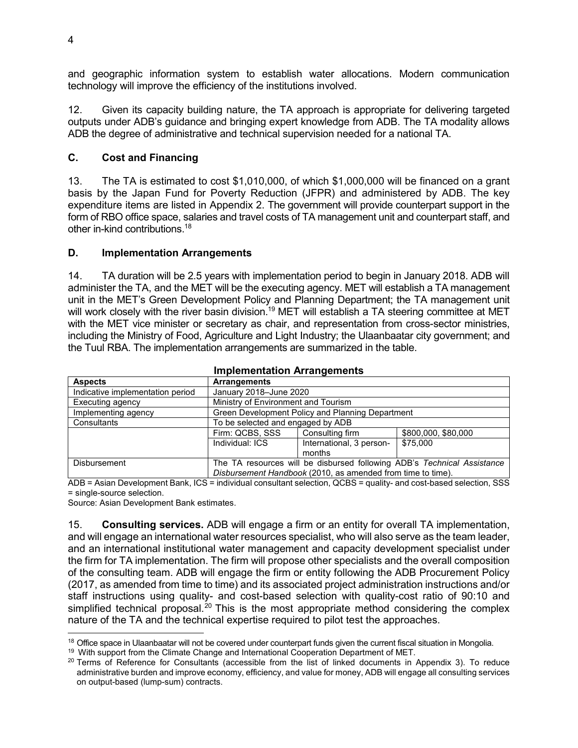and geographic information system to establish water allocations. Modern communication technology will improve the efficiency of the institutions involved.

12. Given its capacity building nature, the TA approach is appropriate for delivering targeted outputs under ADB's guidance and bringing expert knowledge from ADB. The TA modality allows ADB the degree of administrative and technical supervision needed for a national TA.

## C. Cost and Financing

13. The TA is estimated to cost $1,010,000, of which $1,000,000 will be financed on a grant basis by the Japan Fund for Poverty Reduction (JFPR) and administered by ADB. The key expenditure items are listed in Appendix 2. The government will provide counterpart support in the form of RBO office space, salaries and travel costs of TA management unit and counterpart staff, and other in-kind contributions.[18]

## D. Implementation Arrangements

14. TA duration will be 2.5 years with implementation period to begin in January 2018. ADB will administer the TA, and the MET will be the executing agency. MET will establish a TA management unit in the MET's Green Development Policy and Planning Department; the TA management unit will work closely with the river basin division.[19] MET will establish a TA steering committee at MET with the MET vice minister or secretary as chair, and representation from cross-sector ministries, including the Ministry of Food, Agriculture and Light Industry; the Ulaanbaatar city government; and the Tuul RBA. The implementation arrangements are summarized in the table.

**Implementation Arrangements**

| Aspects | Arrangements | | |
|---|---|---|---|
| Indicative implementation period | January 2018–June 2020 | | |
| Executing agency | Ministry of Environment and Tourism | | |
| Implementing agency | Green Development Policy and Planning Department | | |
| Consultants | To be selected and engaged by ADB | | |
| | Firm: QCBS, SSS | Consulting firm | $800,000, $80,000 |
| | Individual: ICS | International, 3 person-months | $75,000 |
| Disbursement | The TA resources will be disbursed following ADB's *Technical Assistance Disbursement Handbook* (2010, as amended from time to time). | | |

ADB = Asian Development Bank, ICS = individual consultant selection, QCBS = quality- and cost-based selection, SSS = single-source selection.

Source: Asian Development Bank estimates.

15. **Consulting services.** ADB will engage a firm or an entity for overall TA implementation, and will engage an international water resources specialist, who will also serve as the team leader, and an international institutional water management and capacity development specialist under the firm for TA implementation. The firm will propose other specialists and the overall composition of the consulting team. ADB will engage the firm or entity following the ADB Procurement Policy (2017, as amended from time to time) and its associated project administration instructions and/or staff instructions using quality- and cost-based selection with quality-cost ratio of 90:10 and simplified technical proposal.[20] This is the most appropriate method considering the complex nature of the TA and the technical expertise required to pilot test the approaches.

[18] Office space in Ulaanbaatar will not be covered under counterpart funds given the current fiscal situation in Mongolia.

[19] With support from the Climate Change and International Cooperation Department of MET.

[20] Terms of Reference for Consultants (accessible from the list of linked documents in Appendix 3). To reduce administrative burden and improve economy, efficiency, and value for money, ADB will engage all consulting services on output-based (lump-sum) contracts.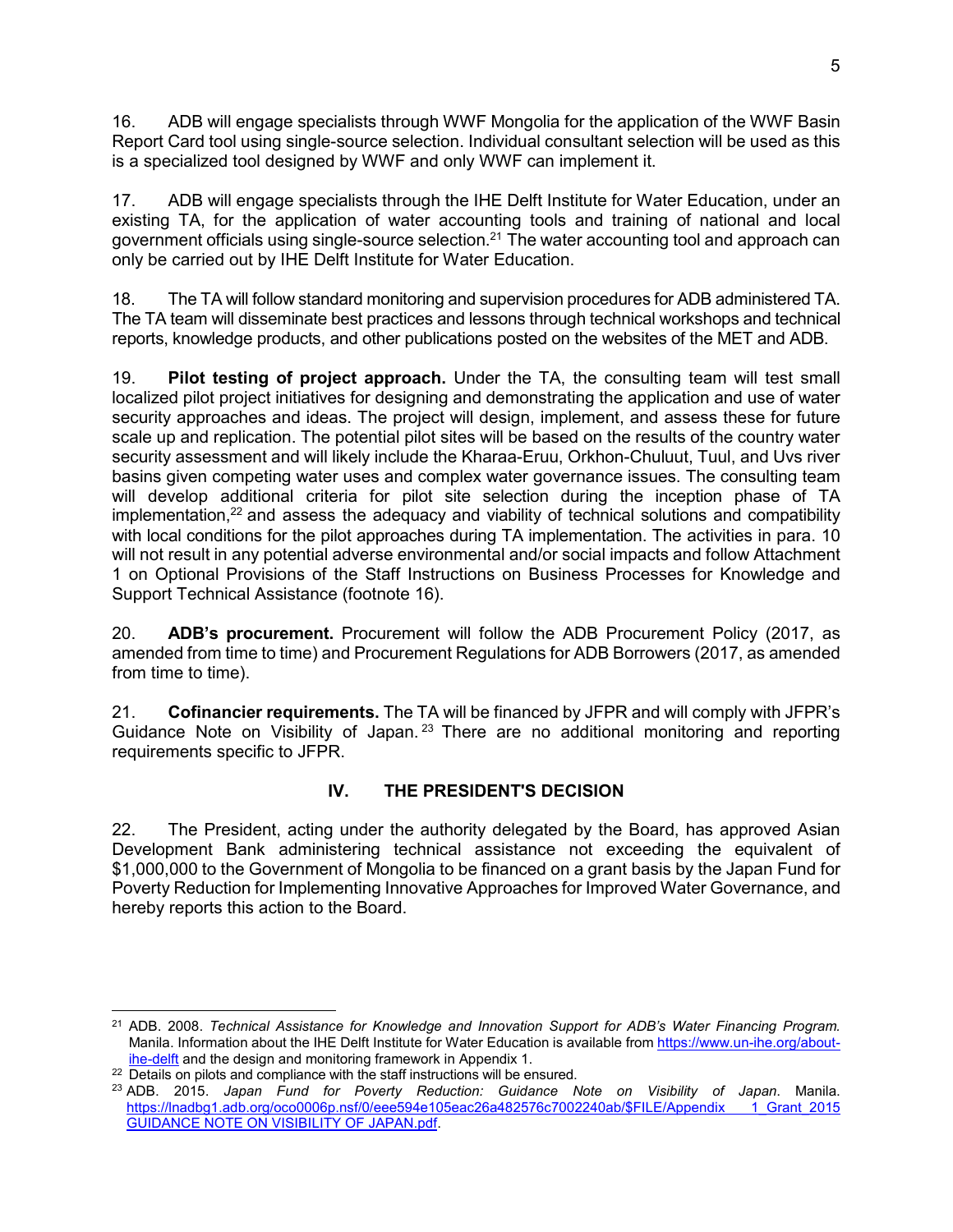16. ADB will engage specialists through WWF Mongolia for the application of the WWF Basin Report Card tool using single-source selection. Individual consultant selection will be used as this is a specialized tool designed by WWF and only WWF can implement it.

17. ADB will engage specialists through the IHE Delft Institute for Water Education, under an existing TA, for the application of water accounting tools and training of national and local government officials using single-source selection.[21] The water accounting tool and approach can only be carried out by IHE Delft Institute for Water Education.

18. The TA will follow standard monitoring and supervision procedures for ADB administered TA. The TA team will disseminate best practices and lessons through technical workshops and technical reports, knowledge products, and other publications posted on the websites of the MET and ADB.

19. **Pilot testing of project approach.** Under the TA, the consulting team will test small localized pilot project initiatives for designing and demonstrating the application and use of water security approaches and ideas. The project will design, implement, and assess these for future scale up and replication. The potential pilot sites will be based on the results of the country water security assessment and will likely include the Kharaa-Eruu, Orkhon-Chuluut, Tuul, and Uvs river basins given competing water uses and complex water governance issues. The consulting team will develop additional criteria for pilot site selection during the inception phase of TA implementation,[22] and assess the adequacy and viability of technical solutions and compatibility with local conditions for the pilot approaches during TA implementation. The activities in para. 10 will not result in any potential adverse environmental and/or social impacts and follow Attachment 1 on Optional Provisions of the Staff Instructions on Business Processes for Knowledge and Support Technical Assistance (footnote 16).

20. **ADB's procurement.** Procurement will follow the ADB Procurement Policy (2017, as amended from time to time) and Procurement Regulations for ADB Borrowers (2017, as amended from time to time).

21. **Cofinancier requirements.** The TA will be financed by JFPR and will comply with JFPR's Guidance Note on Visibility of Japan.[23] There are no additional monitoring and reporting requirements specific to JFPR.

## IV. THE PRESIDENT'S DECISION

22. The President, acting under the authority delegated by the Board, has approved Asian Development Bank administering technical assistance not exceeding the equivalent of $1,000,000 to the Government of Mongolia to be financed on a grant basis by the Japan Fund for Poverty Reduction for Implementing Innovative Approaches for Improved Water Governance, and hereby reports this action to the Board.

---

[21] ADB. 2008. *Technical Assistance for Knowledge and Innovation Support for ADB's Water Financing Program.* Manila. Information about the IHE Delft Institute for Water Education is available from https://www.un-ihe.org/about-ihe-delft and the design and monitoring framework in Appendix 1.

[22] Details on pilots and compliance with the staff instructions will be ensured.

[23] ADB. 2015. *Japan Fund for Poverty Reduction: Guidance Note on Visibility of Japan*. Manila. https://lnadbg1.adb.org/oco0006p.nsf/0/eee594e105eac26a482576c7002240ab/$FILE/Appendix 1_Grant_2015 GUIDANCE NOTE ON VISIBILITY OF JAPAN.pdf.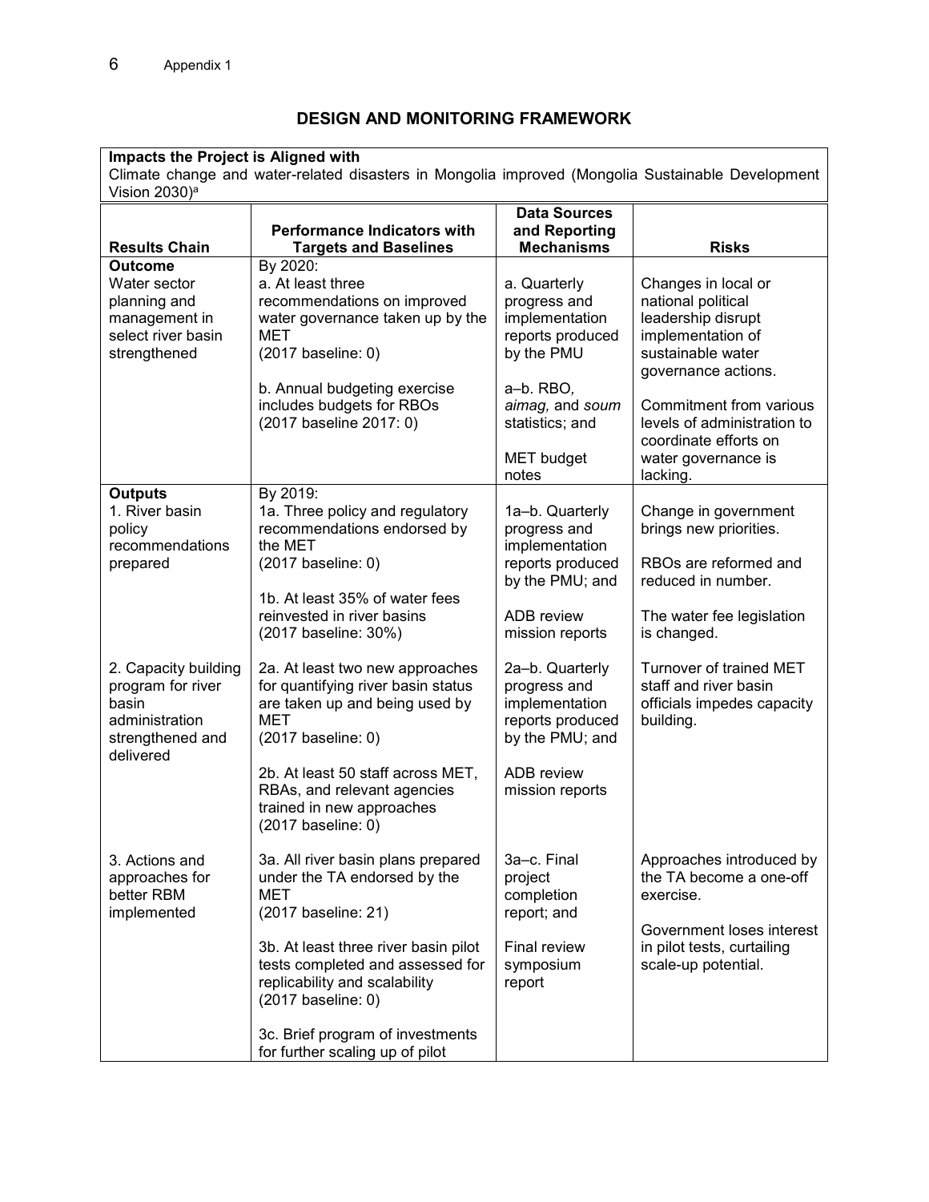## DESIGN AND MONITORING FRAMEWORK

| **Impacts the Project is Aligned with** | | | |
|---|---|---|---|
| Climate change and water-related disasters in Mongolia improved (Mongolia Sustainable Development Vision 2030)[a] | | | |
| **Results Chain** | **Performance Indicators with Targets and Baselines** | **Data Sources and Reporting Mechanisms** | **Risks** |
| **Outcome**<br>Water sector planning and management in select river basin strengthened | By 2020:<br>a. At least three recommendations on improved water governance taken up by the MET<br>(2017 baseline: 0)<br><br>b. Annual budgeting exercise includes budgets for RBOs<br>(2017 baseline 2017: 0) | a. Quarterly progress and implementation reports produced by the PMU<br><br>a–b. RBO, *aimag,* and *soum* statistics; and<br><br>MET budget notes | Changes in local or national political leadership disrupt implementation of sustainable water governance actions.<br><br>Commitment from various levels of administration to coordinate efforts on water governance is lacking. |
| **Outputs**<br>1. River basin policy recommendations prepared | By 2019:<br>1a. Three policy and regulatory recommendations endorsed by the MET<br>(2017 baseline: 0)<br><br>1b. At least 35% of water fees reinvested in river basins<br>(2017 baseline: 30%) | 1a–b. Quarterly progress and implementation reports produced by the PMU; and<br><br>ADB review mission reports | Change in government brings new priorities.<br><br>RBOs are reformed and reduced in number.<br><br>The water fee legislation is changed. |
| 2. Capacity building program for river basin administration strengthened and delivered | 2a. At least two new approaches for quantifying river basin status are taken up and being used by MET<br>(2017 baseline: 0)<br><br>2b. At least 50 staff across MET, RBAs, and relevant agencies trained in new approaches<br>(2017 baseline: 0) | 2a–b. Quarterly progress and implementation reports produced by the PMU; and<br><br>ADB review mission reports | Turnover of trained MET staff and river basin officials impedes capacity building. |
| 3. Actions and approaches for better RBM implemented | 3a. All river basin plans prepared under the TA endorsed by the MET<br>(2017 baseline: 21)<br><br>3b. At least three river basin pilot tests completed and assessed for replicability and scalability<br>(2017 baseline: 0)<br><br>3c. Brief program of investments for further scaling up of pilot | 3a–c. Final project completion report; and<br><br>Final review symposium report | Approaches introduced by the TA become a one-off exercise.<br><br>Government loses interest in pilot tests, curtailing scale-up potential. |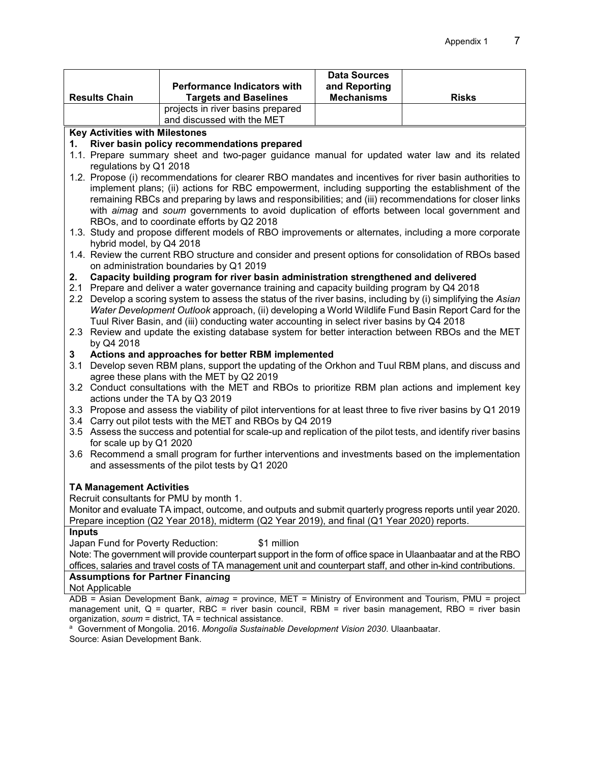| Results Chain | Performance Indicators with Targets and Baselines | Data Sources and Reporting Mechanisms | Risks |
|---|---|---|---|
| | projects in river basins prepared and discussed with the MET | | |

**Key Activities with Milestones**

**1. River basin policy recommendations prepared**

1.1. Prepare summary sheet and two-pager guidance manual for updated water law and its related regulations by Q1 2018

1.2. Propose (i) recommendations for clearer RBO mandates and incentives for river basin authorities to implement plans; (ii) actions for RBC empowerment, including supporting the establishment of the remaining RBCs and preparing by laws and responsibilities; and (iii) recommendations for closer links with *aimag* and *soum* governments to avoid duplication of efforts between local government and RBOs, and to coordinate efforts by Q2 2018

1.3. Study and propose different models of RBO improvements or alternates, including a more corporate hybrid model, by Q4 2018

1.4. Review the current RBO structure and consider and present options for consolidation of RBOs based on administration boundaries by Q1 2019

**2. Capacity building program for river basin administration strengthened and delivered**

2.1 Prepare and deliver a water governance training and capacity building program by Q4 2018

2.2 Develop a scoring system to assess the status of the river basins, including by (i) simplifying the *Asian Water Development Outlook* approach, (ii) developing a World Wildlife Fund Basin Report Card for the Tuul River Basin, and (iii) conducting water accounting in select river basins by Q4 2018

2.3 Review and update the existing database system for better interaction between RBOs and the MET by Q4 2018

**3 Actions and approaches for better RBM implemented**

3.1 Develop seven RBM plans, support the updating of the Orkhon and Tuul RBM plans, and discuss and agree these plans with the MET by Q2 2019

3.2 Conduct consultations with the MET and RBOs to prioritize RBM plan actions and implement key actions under the TA by Q3 2019

3.3 Propose and assess the viability of pilot interventions for at least three to five river basins by Q1 2019

3.4 Carry out pilot tests with the MET and RBOs by Q4 2019

3.5 Assess the success and potential for scale-up and replication of the pilot tests, and identify river basins for scale up by Q1 2020

3.6 Recommend a small program for further interventions and investments based on the implementation and assessments of the pilot tests by Q1 2020

**TA Management Activities**

Recruit consultants for PMU by month 1.

Monitor and evaluate TA impact, outcome, and outputs and submit quarterly progress reports until year 2020.

Prepare inception (Q2 Year 2018), midterm (Q2 Year 2019), and final (Q1 Year 2020) reports.

**Inputs**

Japan Fund for Poverty Reduction: $1 million

Note: The government will provide counterpart support in the form of office space in Ulaanbaatar and at the RBO offices, salaries and travel costs of TA management unit and counterpart staff, and other in-kind contributions.

**Assumptions for Partner Financing**

Not Applicable

ADB = Asian Development Bank, *aimag* = province, MET = Ministry of Environment and Tourism, PMU = project management unit, Q = quarter, RBC = river basin council, RBM = river basin management, RBO = river basin organization, *soum* = district, TA = technical assistance.

[a] Government of Mongolia. 2016. *Mongolia Sustainable Development Vision 2030*. Ulaanbaatar.

Source: Asian Development Bank.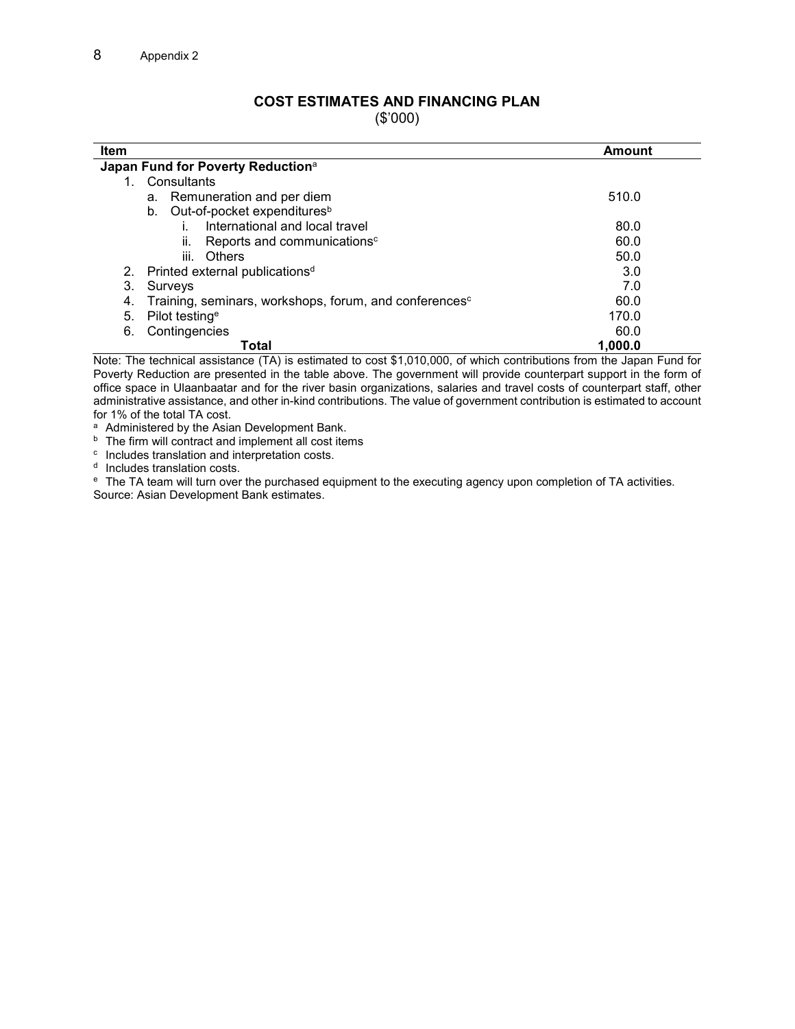Appendix 2

## COST ESTIMATES AND FINANCING PLAN

($'000)

| Item | Amount |
|---|---|
| **Japan Fund for Poverty Reduction**[a] | |
| 1. Consultants | |
| a. Remuneration and per diem | 510.0 |
| b. Out-of-pocket expenditures[b] | |
| i. International and local travel | 80.0 |
| ii. Reports and communications[c] | 60.0 |
| iii. Others | 50.0 |
| 2. Printed external publications[d] | 3.0 |
| 3. Surveys | 7.0 |
| 4. Training, seminars, workshops, forum, and conferences[c] | 60.0 |
| 5. Pilot testing[e] | 170.0 |
| 6. Contingencies | 60.0 |
| **Total** | **1,000.0** |

Note: The technical assistance (TA) is estimated to cost $1,010,000, of which contributions from the Japan Fund for Poverty Reduction are presented in the table above. The government will provide counterpart support in the form of office space in Ulaanbaatar and for the river basin organizations, salaries and travel costs of counterpart staff, other administrative assistance, and other in-kind contributions. The value of government contribution is estimated to account for 1% of the total TA cost.

[a] Administered by the Asian Development Bank.

[b] The firm will contract and implement all cost items

[c] Includes translation and interpretation costs.

[d] Includes translation costs.

[e] The TA team will turn over the purchased equipment to the executing agency upon completion of TA activities.

Source: Asian Development Bank estimates.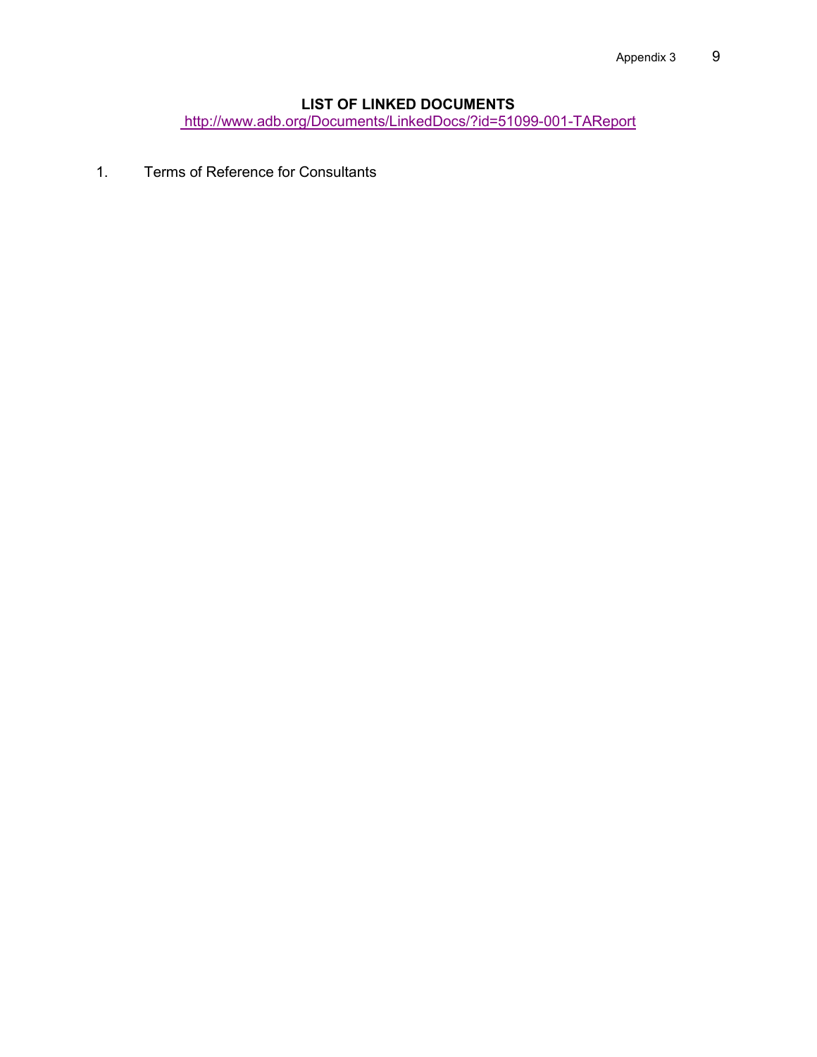**LIST OF LINKED DOCUMENTS**

http://www.adb.org/Documents/LinkedDocs/?id=51099-001-TAReport

1. Terms of Reference for Consultants